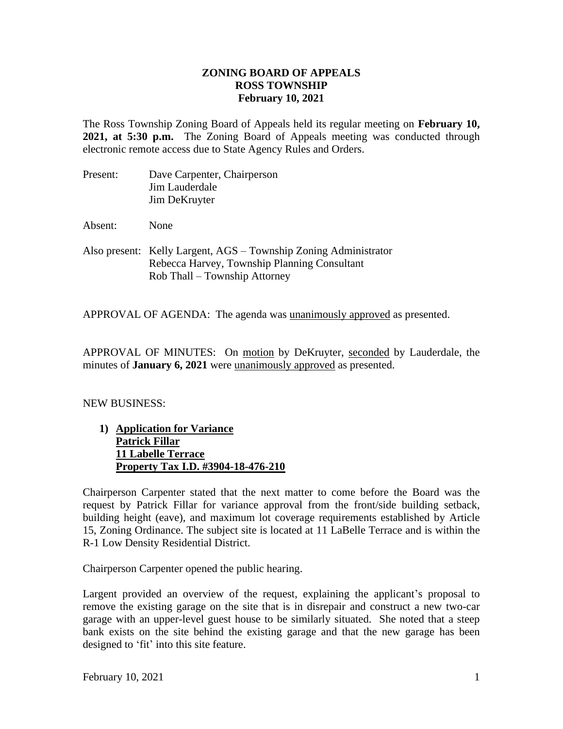# ZONING BOARD OF APPEALS
# ROSS TOWNSHIP
# February 10, 2021

The Ross Township Zoning Board of Appeals held its regular meeting on **February 10, 2021, at 5:30 p.m.** The Zoning Board of Appeals meeting was conducted through electronic remote access due to State Agency Rules and Orders.

Present: Dave Carpenter, Chairperson
Jim Lauderdale
Jim DeKruyter

Absent: None

Also present: Kelly Largent, AGS – Township Zoning Administrator
Rebecca Harvey, Township Planning Consultant
Rob Thall – Township Attorney

APPROVAL OF AGENDA: The agenda was <u>unanimously approved</u> as presented.

APPROVAL OF MINUTES: On <u>motion</u> by DeKruyter, <u>seconded</u> by Lauderdale, the minutes of **January 6, 2021** were <u>unanimously approved</u> as presented.

NEW BUSINESS:

1) **<u>Application for Variance</u>**
   **<u>Patrick Fillar</u>**
   **<u>11 Labelle Terrace</u>**
   **<u>Property Tax I.D. #3904-18-476-210</u>**

Chairperson Carpenter stated that the next matter to come before the Board was the request by Patrick Fillar for variance approval from the front/side building setback, building height (eave), and maximum lot coverage requirements established by Article 15, Zoning Ordinance. The subject site is located at 11 LaBelle Terrace and is within the R-1 Low Density Residential District.

Chairperson Carpenter opened the public hearing.

Largent provided an overview of the request, explaining the applicant's proposal to remove the existing garage on the site that is in disrepair and construct a new two-car garage with an upper-level guest house to be similarly situated. She noted that a steep bank exists on the site behind the existing garage and that the new garage has been designed to 'fit' into this site feature.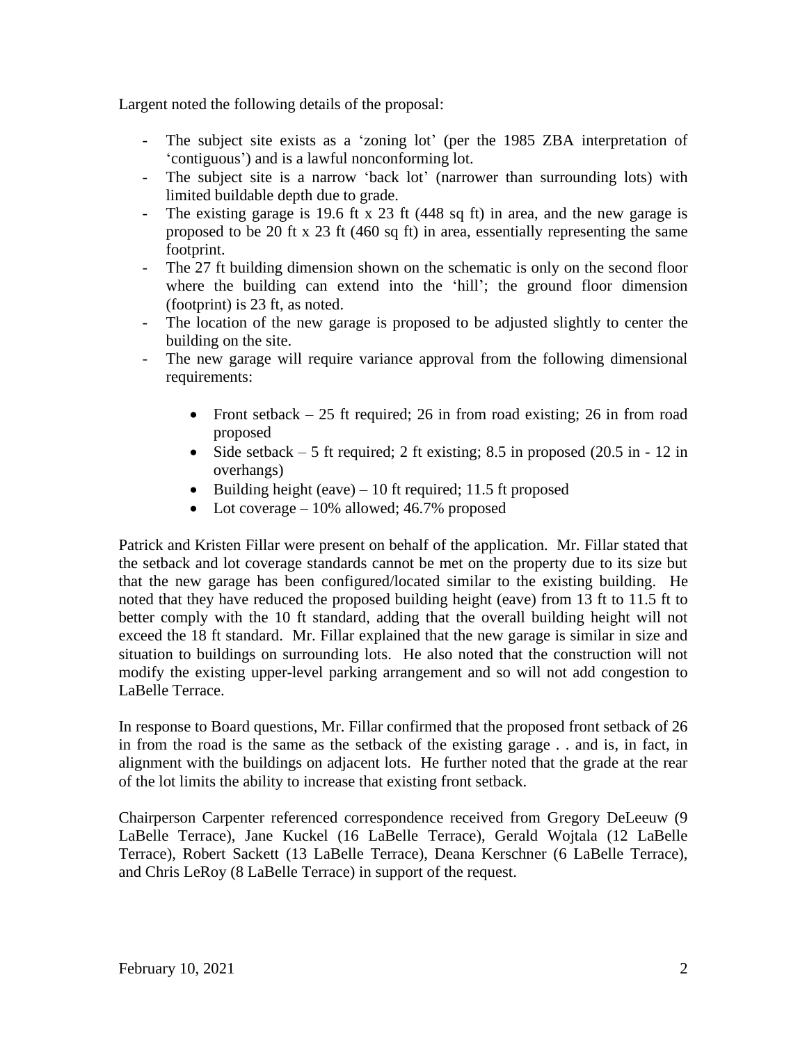Largent noted the following details of the proposal:

- The subject site exists as a 'zoning lot' (per the 1985 ZBA interpretation of 'contiguous') and is a lawful nonconforming lot.
- The subject site is a narrow 'back lot' (narrower than surrounding lots) with limited buildable depth due to grade.
- The existing garage is 19.6 ft x 23 ft (448 sq ft) in area, and the new garage is proposed to be 20 ft x 23 ft (460 sq ft) in area, essentially representing the same footprint.
- The 27 ft building dimension shown on the schematic is only on the second floor where the building can extend into the 'hill'; the ground floor dimension (footprint) is 23 ft, as noted.
- The location of the new garage is proposed to be adjusted slightly to center the building on the site.
- The new garage will require variance approval from the following dimensional requirements:

  - Front setback – 25 ft required; 26 in from road existing; 26 in from road proposed
  - Side setback – 5 ft required; 2 ft existing; 8.5 in proposed (20.5 in - 12 in overhangs)
  - Building height (eave) – 10 ft required; 11.5 ft proposed
  - Lot coverage – 10% allowed; 46.7% proposed

Patrick and Kristen Fillar were present on behalf of the application. Mr. Fillar stated that the setback and lot coverage standards cannot be met on the property due to its size but that the new garage has been configured/located similar to the existing building. He noted that they have reduced the proposed building height (eave) from 13 ft to 11.5 ft to better comply with the 10 ft standard, adding that the overall building height will not exceed the 18 ft standard. Mr. Fillar explained that the new garage is similar in size and situation to buildings on surrounding lots. He also noted that the construction will not modify the existing upper-level parking arrangement and so will not add congestion to LaBelle Terrace.

In response to Board questions, Mr. Fillar confirmed that the proposed front setback of 26 in from the road is the same as the setback of the existing garage . . and is, in fact, in alignment with the buildings on adjacent lots. He further noted that the grade at the rear of the lot limits the ability to increase that existing front setback.

Chairperson Carpenter referenced correspondence received from Gregory DeLeeuw (9 LaBelle Terrace), Jane Kuckel (16 LaBelle Terrace), Gerald Wojtala (12 LaBelle Terrace), Robert Sackett (13 LaBelle Terrace), Deana Kerschner (6 LaBelle Terrace), and Chris LeRoy (8 LaBelle Terrace) in support of the request.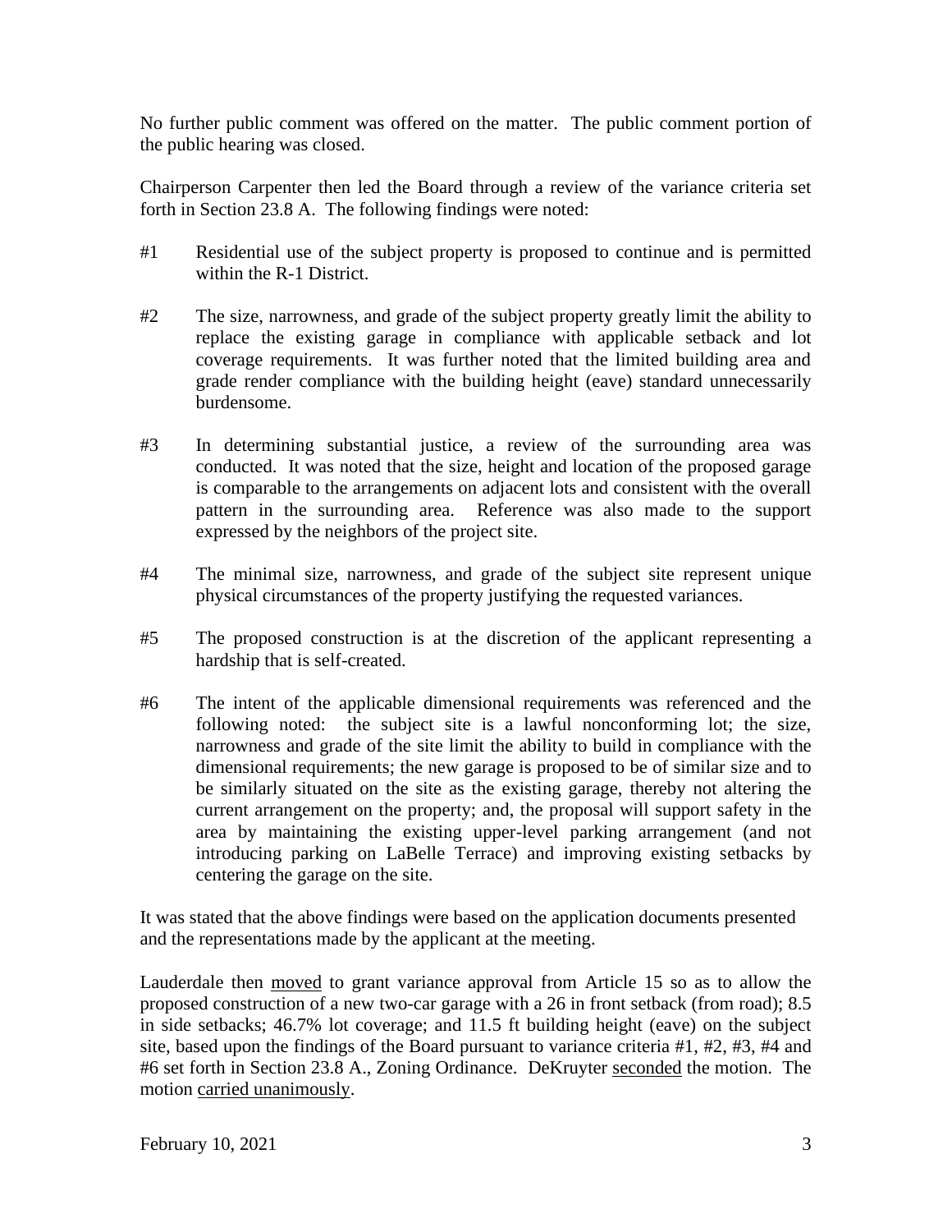No further public comment was offered on the matter. The public comment portion of the public hearing was closed.

Chairperson Carpenter then led the Board through a review of the variance criteria set forth in Section 23.8 A. The following findings were noted:

#1 Residential use of the subject property is proposed to continue and is permitted within the R-1 District.

#2 The size, narrowness, and grade of the subject property greatly limit the ability to replace the existing garage in compliance with applicable setback and lot coverage requirements. It was further noted that the limited building area and grade render compliance with the building height (eave) standard unnecessarily burdensome.

#3 In determining substantial justice, a review of the surrounding area was conducted. It was noted that the size, height and location of the proposed garage is comparable to the arrangements on adjacent lots and consistent with the overall pattern in the surrounding area. Reference was also made to the support expressed by the neighbors of the project site.

#4 The minimal size, narrowness, and grade of the subject site represent unique physical circumstances of the property justifying the requested variances.

#5 The proposed construction is at the discretion of the applicant representing a hardship that is self-created.

#6 The intent of the applicable dimensional requirements was referenced and the following noted: the subject site is a lawful nonconforming lot; the size, narrowness and grade of the site limit the ability to build in compliance with the dimensional requirements; the new garage is proposed to be of similar size and to be similarly situated on the site as the existing garage, thereby not altering the current arrangement on the property; and, the proposal will support safety in the area by maintaining the existing upper-level parking arrangement (and not introducing parking on LaBelle Terrace) and improving existing setbacks by centering the garage on the site.

It was stated that the above findings were based on the application documents presented and the representations made by the applicant at the meeting.

Lauderdale then moved to grant variance approval from Article 15 so as to allow the proposed construction of a new two-car garage with a 26 in front setback (from road); 8.5 in side setbacks; 46.7% lot coverage; and 11.5 ft building height (eave) on the subject site, based upon the findings of the Board pursuant to variance criteria #1, #2, #3, #4 and #6 set forth in Section 23.8 A., Zoning Ordinance. DeKruyter seconded the motion. The motion carried unanimously.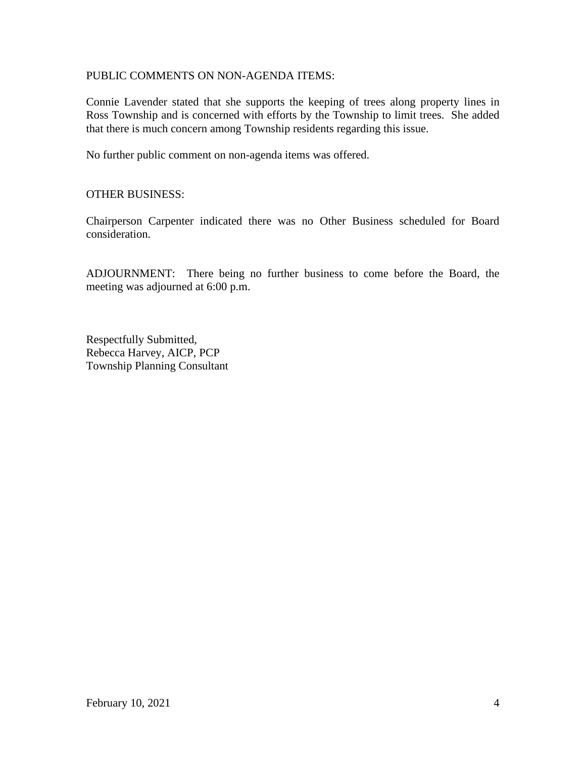PUBLIC COMMENTS ON NON-AGENDA ITEMS:

Connie Lavender stated that she supports the keeping of trees along property lines in Ross Township and is concerned with efforts by the Township to limit trees. She added that there is much concern among Township residents regarding this issue.

No further public comment on non-agenda items was offered.

OTHER BUSINESS:

Chairperson Carpenter indicated there was no Other Business scheduled for Board consideration.

ADJOURNMENT: There being no further business to come before the Board, the meeting was adjourned at 6:00 p.m.

Respectfully Submitted,
Rebecca Harvey, AICP, PCP
Township Planning Consultant